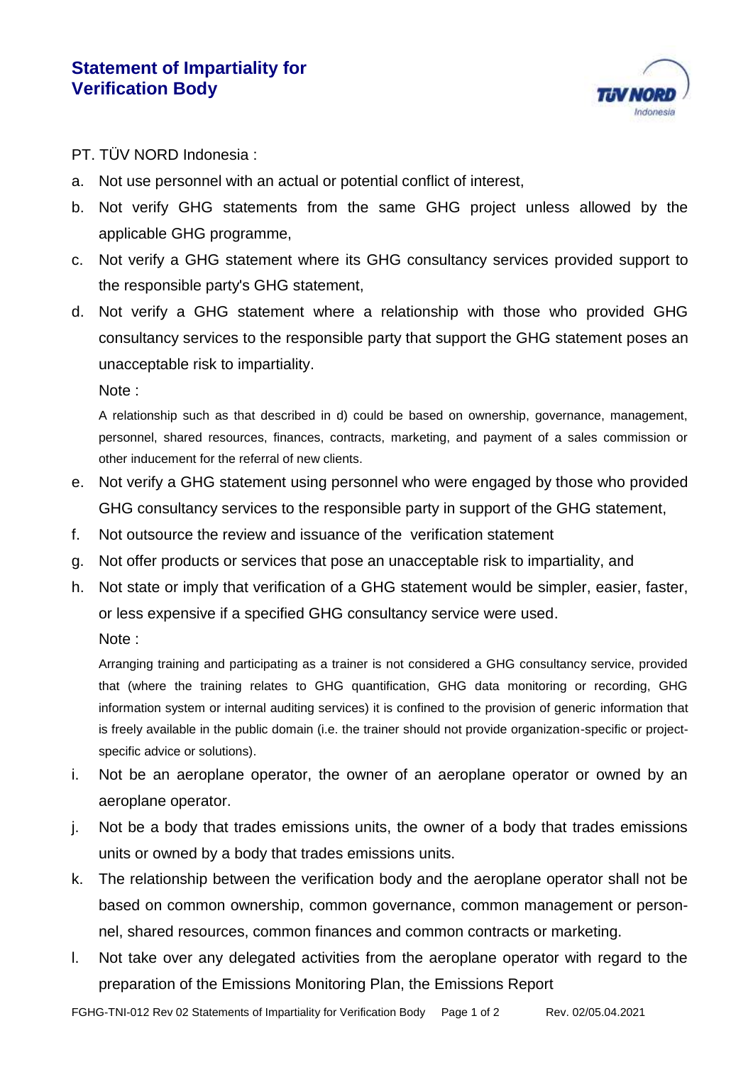# Statement of Impartiality for Verification Body

PT. TÜV NORD Indonesia :

a. Not use personnel with an actual or potential conflict of interest,

b. Not verify GHG statements from the same GHG project unless allowed by the applicable GHG programme,

c. Not verify a GHG statement where its GHG consultancy services provided support to the responsible party's GHG statement,

d. Not verify a GHG statement where a relationship with those who provided GHG consultancy services to the responsible party that support the GHG statement poses an unacceptable risk to impartiality.

   Note :

   A relationship such as that described in d) could be based on ownership, governance, management, personnel, shared resources, finances, contracts, marketing, and payment of a sales commission or other inducement for the referral of new clients.

e. Not verify a GHG statement using personnel who were engaged by those who provided GHG consultancy services to the responsible party in support of the GHG statement,

f. Not outsource the review and issuance of the verification statement

g. Not offer products or services that pose an unacceptable risk to impartiality, and

h. Not state or imply that verification of a GHG statement would be simpler, easier, faster, or less expensive if a specified GHG consultancy service were used.

   Note :

   Arranging training and participating as a trainer is not considered a GHG consultancy service, provided that (where the training relates to GHG quantification, GHG data monitoring or recording, GHG information system or internal auditing services) it is confined to the provision of generic information that is freely available in the public domain (i.e. the trainer should not provide organization-specific or project-specific advice or solutions).

i. Not be an aeroplane operator, the owner of an aeroplane operator or owned by an aeroplane operator.

j. Not be a body that trades emissions units, the owner of a body that trades emissions units or owned by a body that trades emissions units.

k. The relationship between the verification body and the aeroplane operator shall not be based on common ownership, common governance, common management or personnel, shared resources, common finances and common contracts or marketing.

l. Not take over any delegated activities from the aeroplane operator with regard to the preparation of the Emissions Monitoring Plan, the Emissions Report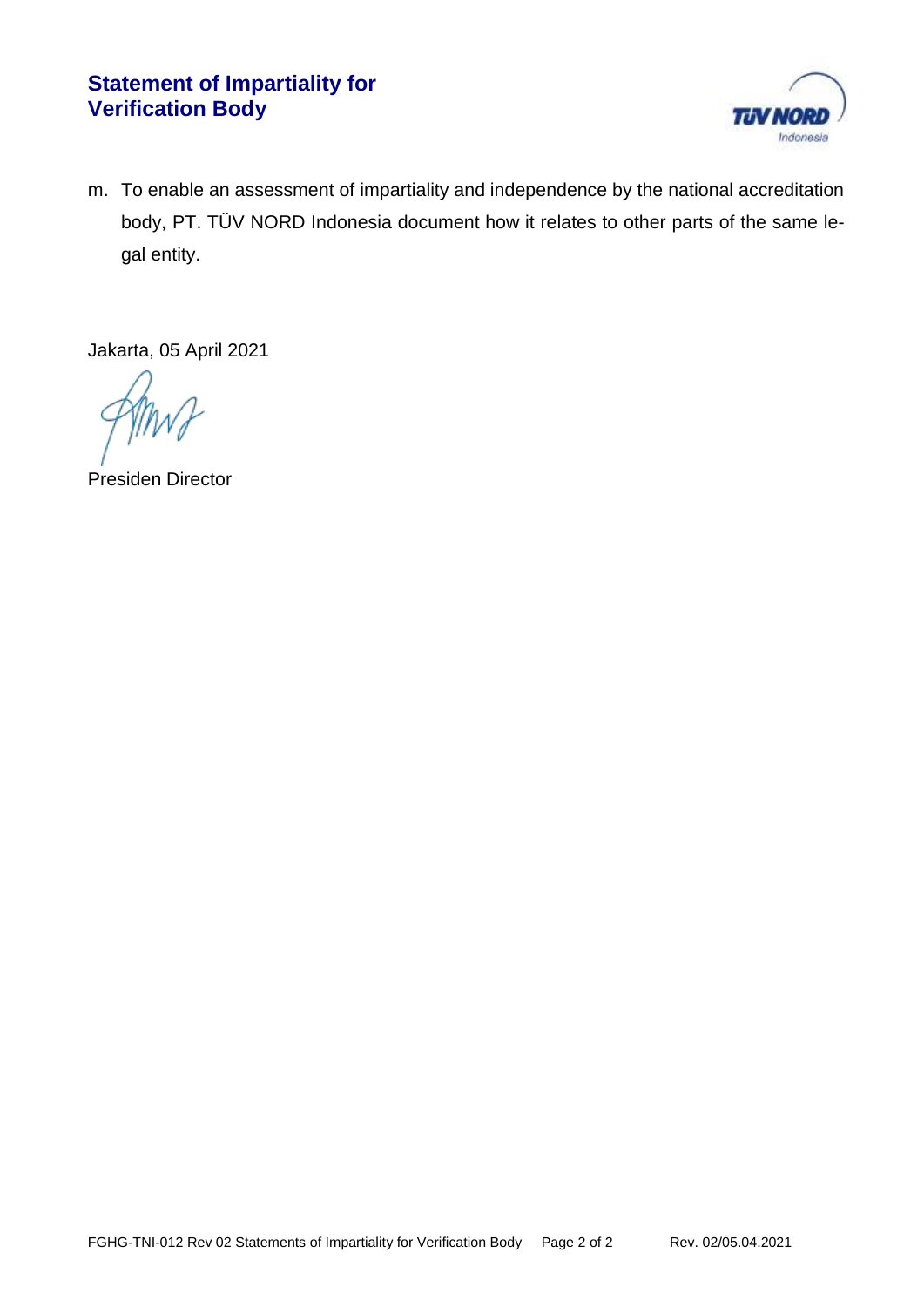m. To enable an assessment of impartiality and independence by the national accreditation body, PT. TÜV NORD Indonesia document how it relates to other parts of the same legal entity.

Jakarta, 05 April 2021

Presiden Director